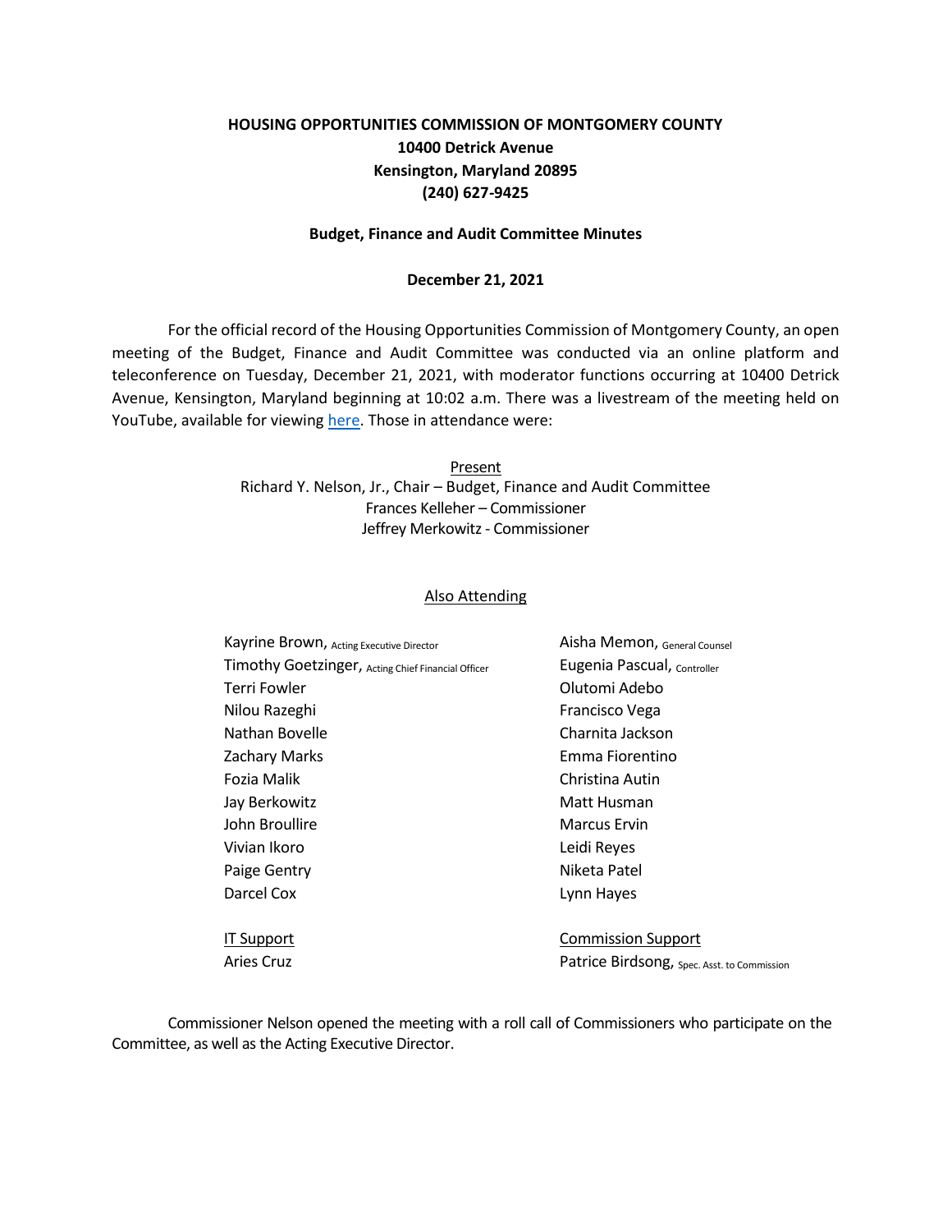# HOUSING OPPORTUNITIES COMMISSION OF MONTGOMERY COUNTY

**10400 Detrick Avenue**
**Kensington, Maryland 20895**
**(240) 627-9425**

## Budget, Finance and Audit Committee Minutes

**December 21, 2021**

For the official record of the Housing Opportunities Commission of Montgomery County, an open meeting of the Budget, Finance and Audit Committee was conducted via an online platform and teleconference on Tuesday, December 21, 2021, with moderator functions occurring at 10400 Detrick Avenue, Kensington, Maryland beginning at 10:02 a.m. There was a livestream of the meeting held on YouTube, available for viewing here. Those in attendance were:

Present

Richard Y. Nelson, Jr., Chair – Budget, Finance and Audit Committee
Frances Kelleher – Commissioner
Jeffrey Merkowitz - Commissioner

Also Attending

| | |
|---|---|
| Kayrine Brown, Acting Executive Director | Aisha Memon, General Counsel |
| Timothy Goetzinger, Acting Chief Financial Officer | Eugenia Pascual, Controller |
| Terri Fowler | Olutomi Adebo |
| Nilou Razeghi | Francisco Vega |
| Nathan Bovelle | Charnita Jackson |
| Zachary Marks | Emma Fiorentino |
| Fozia Malik | Christina Autin |
| Jay Berkowitz | Matt Husman |
| John Broullire | Marcus Ervin |
| Vivian Ikoro | Leidi Reyes |
| Paige Gentry | Niketa Patel |
| Darcel Cox | Lynn Hayes |

| IT Support | Commission Support |
|---|---|
| Aries Cruz | Patrice Birdsong, Spec. Asst. to Commission |

Commissioner Nelson opened the meeting with a roll call of Commissioners who participate on the Committee, as well as the Acting Executive Director.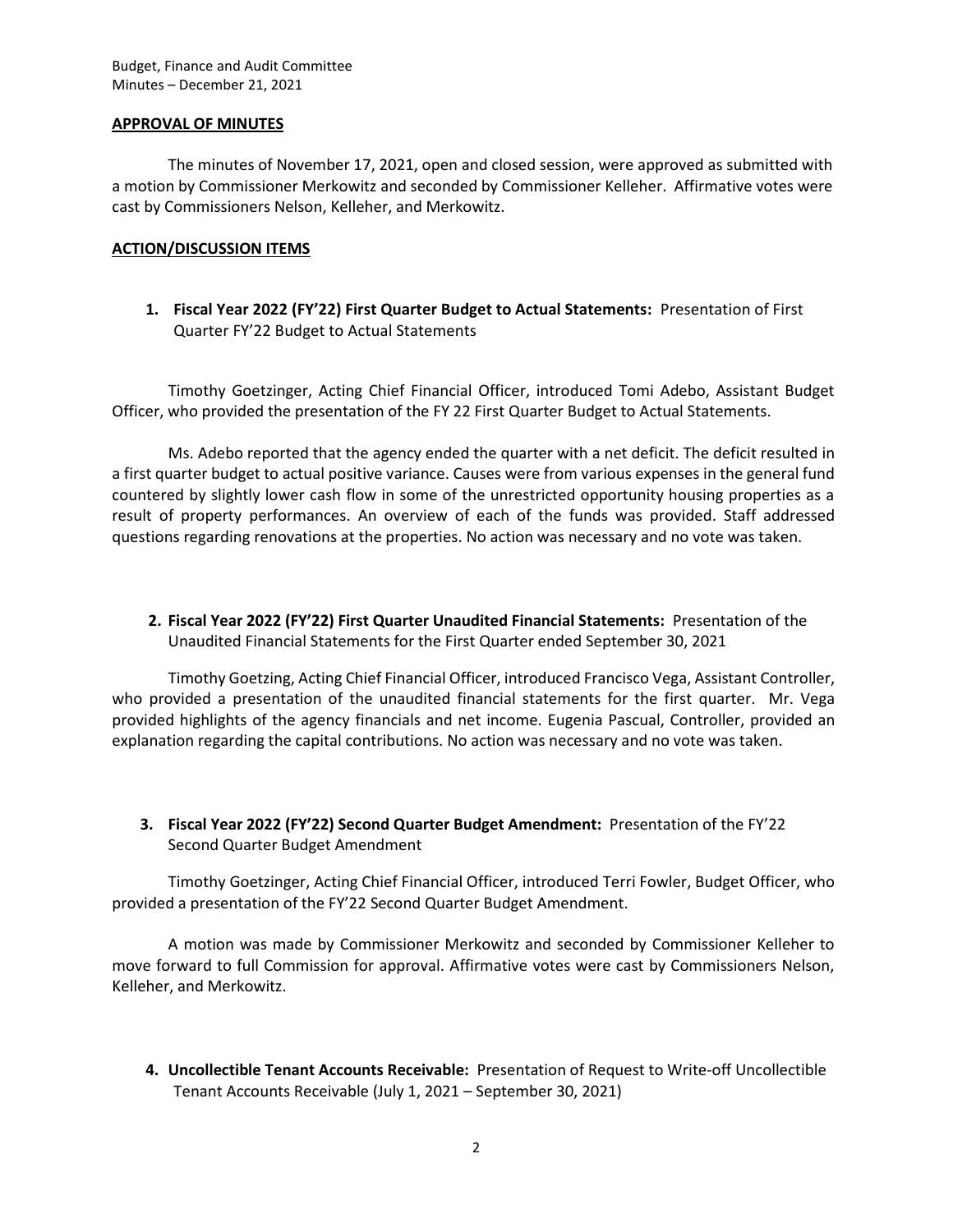**APPROVAL OF MINUTES**

The minutes of November 17, 2021, open and closed session, were approved as submitted with a motion by Commissioner Merkowitz and seconded by Commissioner Kelleher. Affirmative votes were cast by Commissioners Nelson, Kelleher, and Merkowitz.

**ACTION/DISCUSSION ITEMS**

1. **Fiscal Year 2022 (FY'22) First Quarter Budget to Actual Statements:** Presentation of First Quarter FY'22 Budget to Actual Statements

Timothy Goetzinger, Acting Chief Financial Officer, introduced Tomi Adebo, Assistant Budget Officer, who provided the presentation of the FY 22 First Quarter Budget to Actual Statements.

Ms. Adebo reported that the agency ended the quarter with a net deficit. The deficit resulted in a first quarter budget to actual positive variance. Causes were from various expenses in the general fund countered by slightly lower cash flow in some of the unrestricted opportunity housing properties as a result of property performances. An overview of each of the funds was provided. Staff addressed questions regarding renovations at the properties. No action was necessary and no vote was taken.

2. **Fiscal Year 2022 (FY'22) First Quarter Unaudited Financial Statements:** Presentation of the Unaudited Financial Statements for the First Quarter ended September 30, 2021

Timothy Goetzing, Acting Chief Financial Officer, introduced Francisco Vega, Assistant Controller, who provided a presentation of the unaudited financial statements for the first quarter. Mr. Vega provided highlights of the agency financials and net income. Eugenia Pascual, Controller, provided an explanation regarding the capital contributions. No action was necessary and no vote was taken.

3. **Fiscal Year 2022 (FY'22) Second Quarter Budget Amendment:** Presentation of the FY'22 Second Quarter Budget Amendment

Timothy Goetzinger, Acting Chief Financial Officer, introduced Terri Fowler, Budget Officer, who provided a presentation of the FY'22 Second Quarter Budget Amendment.

A motion was made by Commissioner Merkowitz and seconded by Commissioner Kelleher to move forward to full Commission for approval. Affirmative votes were cast by Commissioners Nelson, Kelleher, and Merkowitz.

4. **Uncollectible Tenant Accounts Receivable:** Presentation of Request to Write-off Uncollectible Tenant Accounts Receivable (July 1, 2021 – September 30, 2021)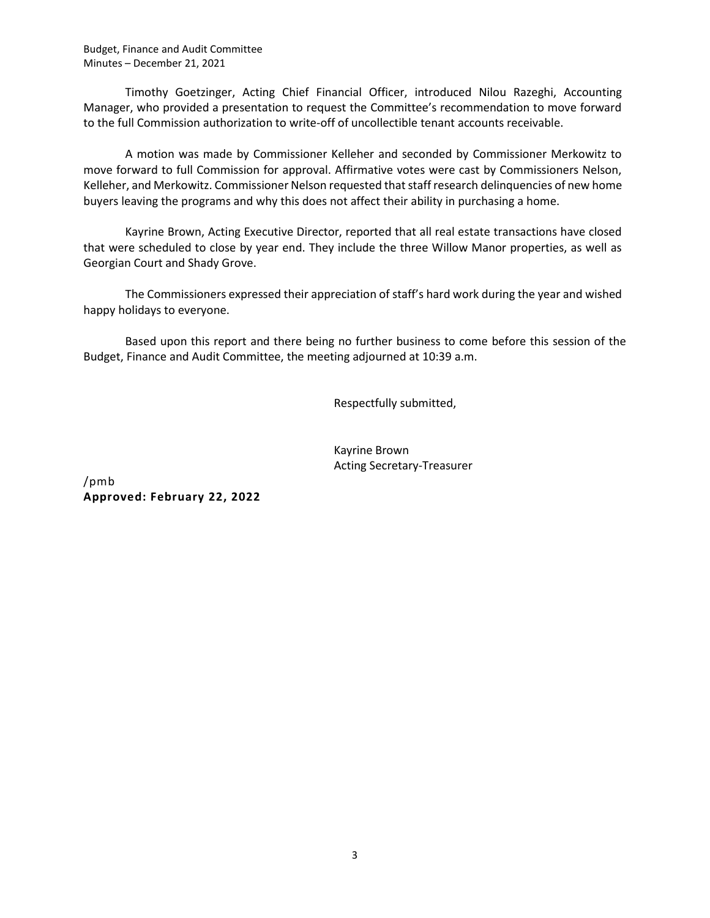Timothy Goetzinger, Acting Chief Financial Officer, introduced Nilou Razeghi, Accounting Manager, who provided a presentation to request the Committee's recommendation to move forward to the full Commission authorization to write-off of uncollectible tenant accounts receivable.

A motion was made by Commissioner Kelleher and seconded by Commissioner Merkowitz to move forward to full Commission for approval. Affirmative votes were cast by Commissioners Nelson, Kelleher, and Merkowitz. Commissioner Nelson requested that staff research delinquencies of new home buyers leaving the programs and why this does not affect their ability in purchasing a home.

Kayrine Brown, Acting Executive Director, reported that all real estate transactions have closed that were scheduled to close by year end. They include the three Willow Manor properties, as well as Georgian Court and Shady Grove.

The Commissioners expressed their appreciation of staff's hard work during the year and wished happy holidays to everyone.

Based upon this report and there being no further business to come before this session of the Budget, Finance and Audit Committee, the meeting adjourned at 10:39 a.m.

Respectfully submitted,

Kayrine Brown
Acting Secretary-Treasurer

/pmb
**Approved: February 22, 2022**